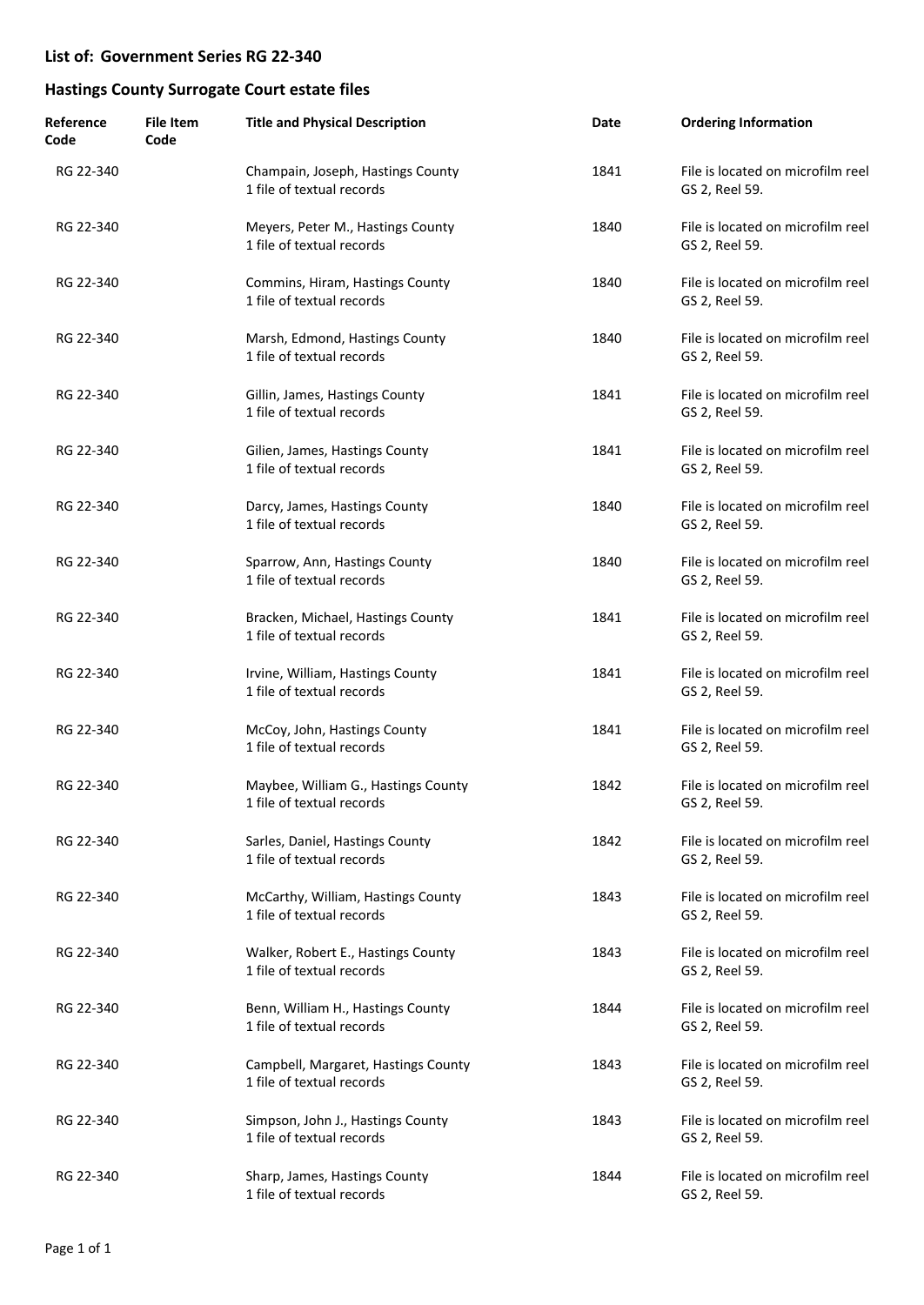## List of: Government Series RG 22-340

## Hastings County Surrogate Court estate files

| Reference Code | File Item Code | Title and Physical Description | Date | Ordering Information |
|---|---|---|---|---|
| RG 22-340 | | Champain, Joseph, Hastings County<br>1 file of textual records | 1841 | File is located on microfilm reel GS 2, Reel 59. |
| RG 22-340 | | Meyers, Peter M., Hastings County<br>1 file of textual records | 1840 | File is located on microfilm reel GS 2, Reel 59. |
| RG 22-340 | | Commins, Hiram, Hastings County<br>1 file of textual records | 1840 | File is located on microfilm reel GS 2, Reel 59. |
| RG 22-340 | | Marsh, Edmond, Hastings County<br>1 file of textual records | 1840 | File is located on microfilm reel GS 2, Reel 59. |
| RG 22-340 | | Gillin, James, Hastings County<br>1 file of textual records | 1841 | File is located on microfilm reel GS 2, Reel 59. |
| RG 22-340 | | Gilien, James, Hastings County<br>1 file of textual records | 1841 | File is located on microfilm reel GS 2, Reel 59. |
| RG 22-340 | | Darcy, James, Hastings County<br>1 file of textual records | 1840 | File is located on microfilm reel GS 2, Reel 59. |
| RG 22-340 | | Sparrow, Ann, Hastings County<br>1 file of textual records | 1840 | File is located on microfilm reel GS 2, Reel 59. |
| RG 22-340 | | Bracken, Michael, Hastings County<br>1 file of textual records | 1841 | File is located on microfilm reel GS 2, Reel 59. |
| RG 22-340 | | Irvine, William, Hastings County<br>1 file of textual records | 1841 | File is located on microfilm reel GS 2, Reel 59. |
| RG 22-340 | | McCoy, John, Hastings County<br>1 file of textual records | 1841 | File is located on microfilm reel GS 2, Reel 59. |
| RG 22-340 | | Maybee, William G., Hastings County<br>1 file of textual records | 1842 | File is located on microfilm reel GS 2, Reel 59. |
| RG 22-340 | | Sarles, Daniel, Hastings County<br>1 file of textual records | 1842 | File is located on microfilm reel GS 2, Reel 59. |
| RG 22-340 | | McCarthy, William, Hastings County<br>1 file of textual records | 1843 | File is located on microfilm reel GS 2, Reel 59. |
| RG 22-340 | | Walker, Robert E., Hastings County<br>1 file of textual records | 1843 | File is located on microfilm reel GS 2, Reel 59. |
| RG 22-340 | | Benn, William H., Hastings County<br>1 file of textual records | 1844 | File is located on microfilm reel GS 2, Reel 59. |
| RG 22-340 | | Campbell, Margaret, Hastings County<br>1 file of textual records | 1843 | File is located on microfilm reel GS 2, Reel 59. |
| RG 22-340 | | Simpson, John J., Hastings County<br>1 file of textual records | 1843 | File is located on microfilm reel GS 2, Reel 59. |
| RG 22-340 | | Sharp, James, Hastings County<br>1 file of textual records | 1844 | File is located on microfilm reel GS 2, Reel 59. |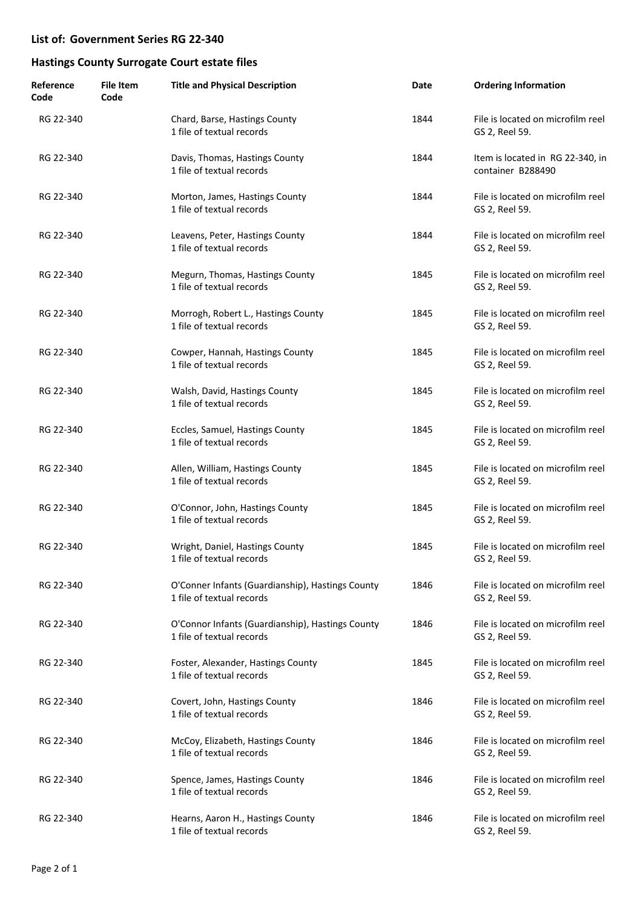## List of: Government Series RG 22-340

## Hastings County Surrogate Court estate files

| Reference Code | File Item Code | Title and Physical Description | Date | Ordering Information |
|---|---|---|---|---|
| RG 22-340 | | Chard, Barse, Hastings County<br>1 file of textual records | 1844 | File is located on microfilm reel GS 2, Reel 59. |
| RG 22-340 | | Davis, Thomas, Hastings County<br>1 file of textual records | 1844 | Item is located in RG 22-340, in container B288490 |
| RG 22-340 | | Morton, James, Hastings County<br>1 file of textual records | 1844 | File is located on microfilm reel GS 2, Reel 59. |
| RG 22-340 | | Leavens, Peter, Hastings County<br>1 file of textual records | 1844 | File is located on microfilm reel GS 2, Reel 59. |
| RG 22-340 | | Megurn, Thomas, Hastings County<br>1 file of textual records | 1845 | File is located on microfilm reel GS 2, Reel 59. |
| RG 22-340 | | Morrogh, Robert L., Hastings County<br>1 file of textual records | 1845 | File is located on microfilm reel GS 2, Reel 59. |
| RG 22-340 | | Cowper, Hannah, Hastings County<br>1 file of textual records | 1845 | File is located on microfilm reel GS 2, Reel 59. |
| RG 22-340 | | Walsh, David, Hastings County<br>1 file of textual records | 1845 | File is located on microfilm reel GS 2, Reel 59. |
| RG 22-340 | | Eccles, Samuel, Hastings County<br>1 file of textual records | 1845 | File is located on microfilm reel GS 2, Reel 59. |
| RG 22-340 | | Allen, William, Hastings County<br>1 file of textual records | 1845 | File is located on microfilm reel GS 2, Reel 59. |
| RG 22-340 | | O'Connor, John, Hastings County<br>1 file of textual records | 1845 | File is located on microfilm reel GS 2, Reel 59. |
| RG 22-340 | | Wright, Daniel, Hastings County<br>1 file of textual records | 1845 | File is located on microfilm reel GS 2, Reel 59. |
| RG 22-340 | | O'Conner Infants (Guardianship), Hastings County<br>1 file of textual records | 1846 | File is located on microfilm reel GS 2, Reel 59. |
| RG 22-340 | | O'Connor Infants (Guardianship), Hastings County<br>1 file of textual records | 1846 | File is located on microfilm reel GS 2, Reel 59. |
| RG 22-340 | | Foster, Alexander, Hastings County<br>1 file of textual records | 1845 | File is located on microfilm reel GS 2, Reel 59. |
| RG 22-340 | | Covert, John, Hastings County<br>1 file of textual records | 1846 | File is located on microfilm reel GS 2, Reel 59. |
| RG 22-340 | | McCoy, Elizabeth, Hastings County<br>1 file of textual records | 1846 | File is located on microfilm reel GS 2, Reel 59. |
| RG 22-340 | | Spence, James, Hastings County<br>1 file of textual records | 1846 | File is located on microfilm reel GS 2, Reel 59. |
| RG 22-340 | | Hearns, Aaron H., Hastings County<br>1 file of textual records | 1846 | File is located on microfilm reel GS 2, Reel 59. |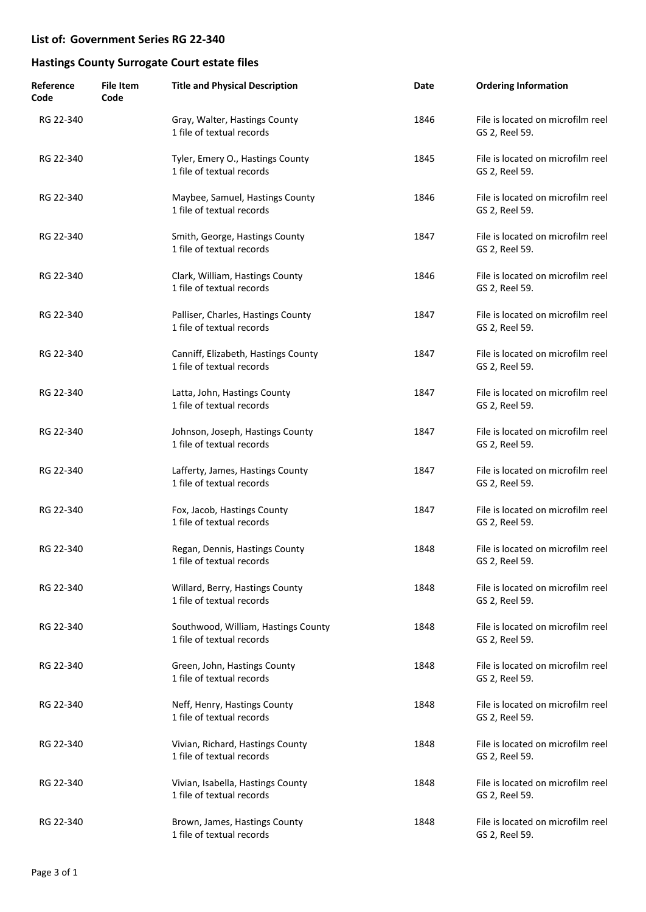## List of: Government Series RG 22-340

## Hastings County Surrogate Court estate files

| Reference Code | File Item Code | Title and Physical Description | Date | Ordering Information |
|---|---|---|---|---|
| RG 22-340 | | Gray, Walter, Hastings County<br>1 file of textual records | 1846 | File is located on microfilm reel GS 2, Reel 59. |
| RG 22-340 | | Tyler, Emery O., Hastings County<br>1 file of textual records | 1845 | File is located on microfilm reel GS 2, Reel 59. |
| RG 22-340 | | Maybee, Samuel, Hastings County<br>1 file of textual records | 1846 | File is located on microfilm reel GS 2, Reel 59. |
| RG 22-340 | | Smith, George, Hastings County<br>1 file of textual records | 1847 | File is located on microfilm reel GS 2, Reel 59. |
| RG 22-340 | | Clark, William, Hastings County<br>1 file of textual records | 1846 | File is located on microfilm reel GS 2, Reel 59. |
| RG 22-340 | | Palliser, Charles, Hastings County<br>1 file of textual records | 1847 | File is located on microfilm reel GS 2, Reel 59. |
| RG 22-340 | | Canniff, Elizabeth, Hastings County<br>1 file of textual records | 1847 | File is located on microfilm reel GS 2, Reel 59. |
| RG 22-340 | | Latta, John, Hastings County<br>1 file of textual records | 1847 | File is located on microfilm reel GS 2, Reel 59. |
| RG 22-340 | | Johnson, Joseph, Hastings County<br>1 file of textual records | 1847 | File is located on microfilm reel GS 2, Reel 59. |
| RG 22-340 | | Lafferty, James, Hastings County<br>1 file of textual records | 1847 | File is located on microfilm reel GS 2, Reel 59. |
| RG 22-340 | | Fox, Jacob, Hastings County<br>1 file of textual records | 1847 | File is located on microfilm reel GS 2, Reel 59. |
| RG 22-340 | | Regan, Dennis, Hastings County<br>1 file of textual records | 1848 | File is located on microfilm reel GS 2, Reel 59. |
| RG 22-340 | | Willard, Berry, Hastings County<br>1 file of textual records | 1848 | File is located on microfilm reel GS 2, Reel 59. |
| RG 22-340 | | Southwood, William, Hastings County<br>1 file of textual records | 1848 | File is located on microfilm reel GS 2, Reel 59. |
| RG 22-340 | | Green, John, Hastings County<br>1 file of textual records | 1848 | File is located on microfilm reel GS 2, Reel 59. |
| RG 22-340 | | Neff, Henry, Hastings County<br>1 file of textual records | 1848 | File is located on microfilm reel GS 2, Reel 59. |
| RG 22-340 | | Vivian, Richard, Hastings County<br>1 file of textual records | 1848 | File is located on microfilm reel GS 2, Reel 59. |
| RG 22-340 | | Vivian, Isabella, Hastings County<br>1 file of textual records | 1848 | File is located on microfilm reel GS 2, Reel 59. |
| RG 22-340 | | Brown, James, Hastings County<br>1 file of textual records | 1848 | File is located on microfilm reel GS 2, Reel 59. |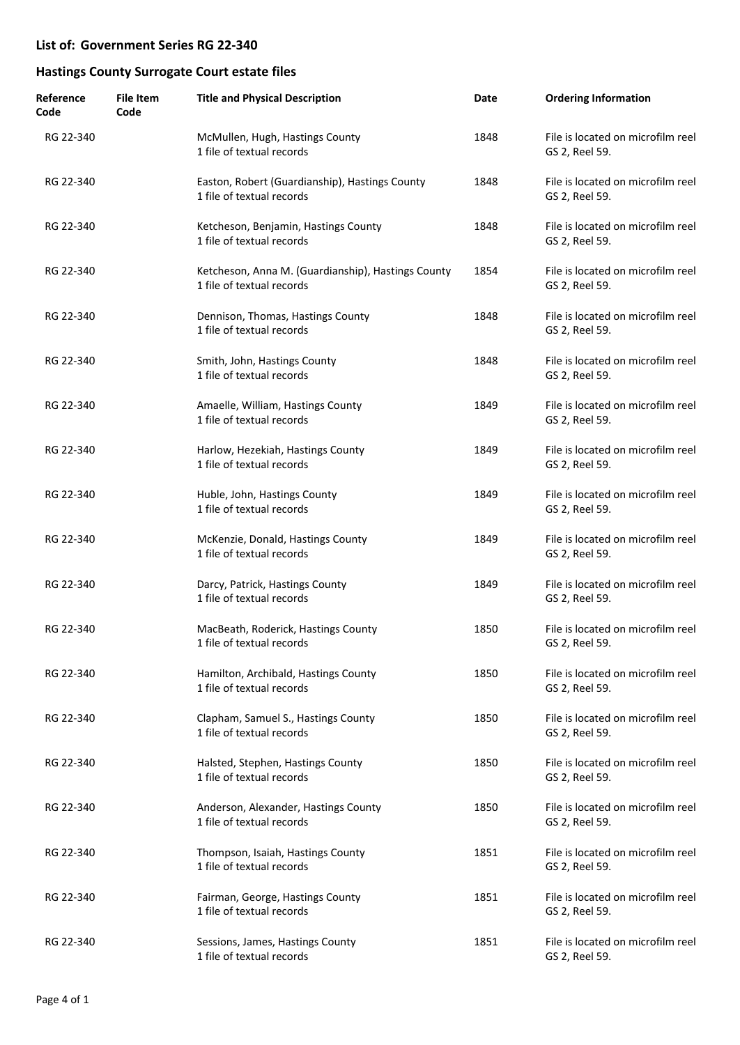## List of: Government Series RG 22-340

## Hastings County Surrogate Court estate files

| Reference Code | File Item Code | Title and Physical Description | Date | Ordering Information |
|---|---|---|---|---|
| RG 22-340 | | McMullen, Hugh, Hastings County<br>1 file of textual records | 1848 | File is located on microfilm reel GS 2, Reel 59. |
| RG 22-340 | | Easton, Robert (Guardianship), Hastings County<br>1 file of textual records | 1848 | File is located on microfilm reel GS 2, Reel 59. |
| RG 22-340 | | Ketcheson, Benjamin, Hastings County<br>1 file of textual records | 1848 | File is located on microfilm reel GS 2, Reel 59. |
| RG 22-340 | | Ketcheson, Anna M. (Guardianship), Hastings County<br>1 file of textual records | 1854 | File is located on microfilm reel GS 2, Reel 59. |
| RG 22-340 | | Dennison, Thomas, Hastings County<br>1 file of textual records | 1848 | File is located on microfilm reel GS 2, Reel 59. |
| RG 22-340 | | Smith, John, Hastings County<br>1 file of textual records | 1848 | File is located on microfilm reel GS 2, Reel 59. |
| RG 22-340 | | Amaelle, William, Hastings County<br>1 file of textual records | 1849 | File is located on microfilm reel GS 2, Reel 59. |
| RG 22-340 | | Harlow, Hezekiah, Hastings County<br>1 file of textual records | 1849 | File is located on microfilm reel GS 2, Reel 59. |
| RG 22-340 | | Huble, John, Hastings County<br>1 file of textual records | 1849 | File is located on microfilm reel GS 2, Reel 59. |
| RG 22-340 | | McKenzie, Donald, Hastings County<br>1 file of textual records | 1849 | File is located on microfilm reel GS 2, Reel 59. |
| RG 22-340 | | Darcy, Patrick, Hastings County<br>1 file of textual records | 1849 | File is located on microfilm reel GS 2, Reel 59. |
| RG 22-340 | | MacBeath, Roderick, Hastings County<br>1 file of textual records | 1850 | File is located on microfilm reel GS 2, Reel 59. |
| RG 22-340 | | Hamilton, Archibald, Hastings County<br>1 file of textual records | 1850 | File is located on microfilm reel GS 2, Reel 59. |
| RG 22-340 | | Clapham, Samuel S., Hastings County<br>1 file of textual records | 1850 | File is located on microfilm reel GS 2, Reel 59. |
| RG 22-340 | | Halsted, Stephen, Hastings County<br>1 file of textual records | 1850 | File is located on microfilm reel GS 2, Reel 59. |
| RG 22-340 | | Anderson, Alexander, Hastings County<br>1 file of textual records | 1850 | File is located on microfilm reel GS 2, Reel 59. |
| RG 22-340 | | Thompson, Isaiah, Hastings County<br>1 file of textual records | 1851 | File is located on microfilm reel GS 2, Reel 59. |
| RG 22-340 | | Fairman, George, Hastings County<br>1 file of textual records | 1851 | File is located on microfilm reel GS 2, Reel 59. |
| RG 22-340 | | Sessions, James, Hastings County<br>1 file of textual records | 1851 | File is located on microfilm reel GS 2, Reel 59. |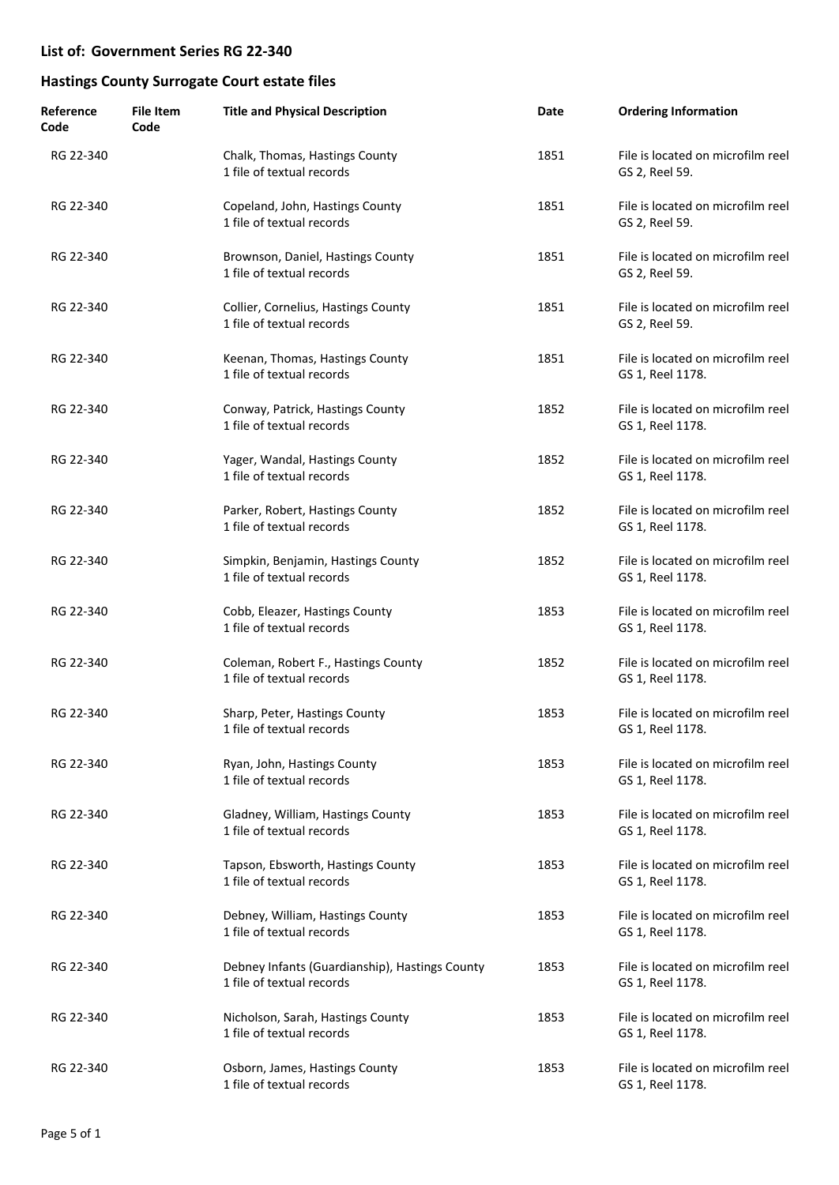## List of: Government Series RG 22-340

## Hastings County Surrogate Court estate files

| Reference Code | File Item Code | Title and Physical Description | Date | Ordering Information |
|---|---|---|---|---|
| RG 22-340 | | Chalk, Thomas, Hastings County<br>1 file of textual records | 1851 | File is located on microfilm reel GS 2, Reel 59. |
| RG 22-340 | | Copeland, John, Hastings County<br>1 file of textual records | 1851 | File is located on microfilm reel GS 2, Reel 59. |
| RG 22-340 | | Brownson, Daniel, Hastings County<br>1 file of textual records | 1851 | File is located on microfilm reel GS 2, Reel 59. |
| RG 22-340 | | Collier, Cornelius, Hastings County<br>1 file of textual records | 1851 | File is located on microfilm reel GS 2, Reel 59. |
| RG 22-340 | | Keenan, Thomas, Hastings County<br>1 file of textual records | 1851 | File is located on microfilm reel GS 1, Reel 1178. |
| RG 22-340 | | Conway, Patrick, Hastings County<br>1 file of textual records | 1852 | File is located on microfilm reel GS 1, Reel 1178. |
| RG 22-340 | | Yager, Wandal, Hastings County<br>1 file of textual records | 1852 | File is located on microfilm reel GS 1, Reel 1178. |
| RG 22-340 | | Parker, Robert, Hastings County<br>1 file of textual records | 1852 | File is located on microfilm reel GS 1, Reel 1178. |
| RG 22-340 | | Simpkin, Benjamin, Hastings County<br>1 file of textual records | 1852 | File is located on microfilm reel GS 1, Reel 1178. |
| RG 22-340 | | Cobb, Eleazer, Hastings County<br>1 file of textual records | 1853 | File is located on microfilm reel GS 1, Reel 1178. |
| RG 22-340 | | Coleman, Robert F., Hastings County<br>1 file of textual records | 1852 | File is located on microfilm reel GS 1, Reel 1178. |
| RG 22-340 | | Sharp, Peter, Hastings County<br>1 file of textual records | 1853 | File is located on microfilm reel GS 1, Reel 1178. |
| RG 22-340 | | Ryan, John, Hastings County<br>1 file of textual records | 1853 | File is located on microfilm reel GS 1, Reel 1178. |
| RG 22-340 | | Gladney, William, Hastings County<br>1 file of textual records | 1853 | File is located on microfilm reel GS 1, Reel 1178. |
| RG 22-340 | | Tapson, Ebsworth, Hastings County<br>1 file of textual records | 1853 | File is located on microfilm reel GS 1, Reel 1178. |
| RG 22-340 | | Debney, William, Hastings County<br>1 file of textual records | 1853 | File is located on microfilm reel GS 1, Reel 1178. |
| RG 22-340 | | Debney Infants (Guardianship), Hastings County<br>1 file of textual records | 1853 | File is located on microfilm reel GS 1, Reel 1178. |
| RG 22-340 | | Nicholson, Sarah, Hastings County<br>1 file of textual records | 1853 | File is located on microfilm reel GS 1, Reel 1178. |
| RG 22-340 | | Osborn, James, Hastings County<br>1 file of textual records | 1853 | File is located on microfilm reel GS 1, Reel 1178. |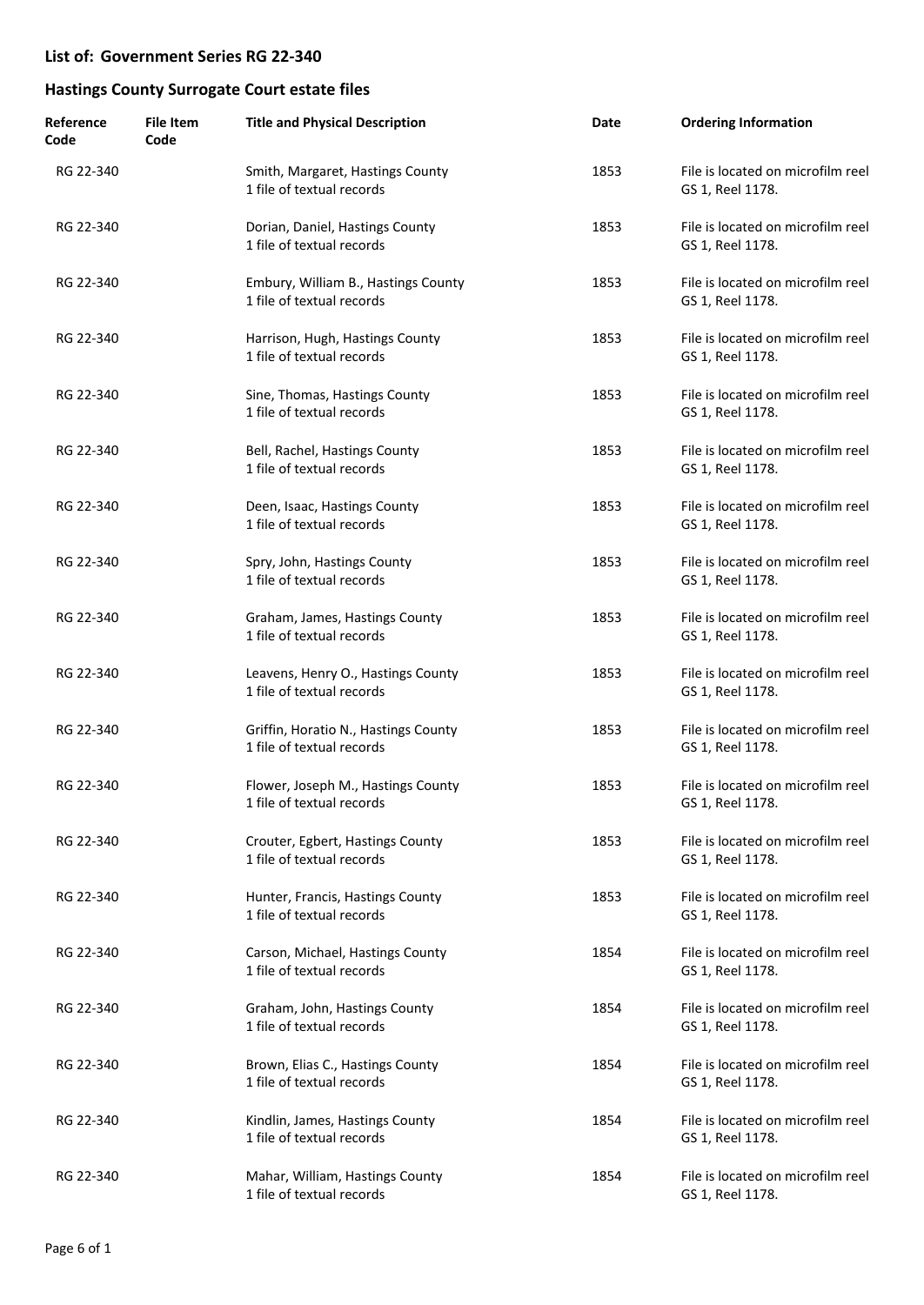## List of: Government Series RG 22-340

## Hastings County Surrogate Court estate files

| Reference Code | File Item Code | Title and Physical Description | Date | Ordering Information |
|---|---|---|---|---|
| RG 22-340 | | Smith, Margaret, Hastings County<br>1 file of textual records | 1853 | File is located on microfilm reel GS 1, Reel 1178. |
| RG 22-340 | | Dorian, Daniel, Hastings County<br>1 file of textual records | 1853 | File is located on microfilm reel GS 1, Reel 1178. |
| RG 22-340 | | Embury, William B., Hastings County<br>1 file of textual records | 1853 | File is located on microfilm reel GS 1, Reel 1178. |
| RG 22-340 | | Harrison, Hugh, Hastings County<br>1 file of textual records | 1853 | File is located on microfilm reel GS 1, Reel 1178. |
| RG 22-340 | | Sine, Thomas, Hastings County<br>1 file of textual records | 1853 | File is located on microfilm reel GS 1, Reel 1178. |
| RG 22-340 | | Bell, Rachel, Hastings County<br>1 file of textual records | 1853 | File is located on microfilm reel GS 1, Reel 1178. |
| RG 22-340 | | Deen, Isaac, Hastings County<br>1 file of textual records | 1853 | File is located on microfilm reel GS 1, Reel 1178. |
| RG 22-340 | | Spry, John, Hastings County<br>1 file of textual records | 1853 | File is located on microfilm reel GS 1, Reel 1178. |
| RG 22-340 | | Graham, James, Hastings County<br>1 file of textual records | 1853 | File is located on microfilm reel GS 1, Reel 1178. |
| RG 22-340 | | Leavens, Henry O., Hastings County<br>1 file of textual records | 1853 | File is located on microfilm reel GS 1, Reel 1178. |
| RG 22-340 | | Griffin, Horatio N., Hastings County<br>1 file of textual records | 1853 | File is located on microfilm reel GS 1, Reel 1178. |
| RG 22-340 | | Flower, Joseph M., Hastings County<br>1 file of textual records | 1853 | File is located on microfilm reel GS 1, Reel 1178. |
| RG 22-340 | | Crouter, Egbert, Hastings County<br>1 file of textual records | 1853 | File is located on microfilm reel GS 1, Reel 1178. |
| RG 22-340 | | Hunter, Francis, Hastings County<br>1 file of textual records | 1853 | File is located on microfilm reel GS 1, Reel 1178. |
| RG 22-340 | | Carson, Michael, Hastings County<br>1 file of textual records | 1854 | File is located on microfilm reel GS 1, Reel 1178. |
| RG 22-340 | | Graham, John, Hastings County<br>1 file of textual records | 1854 | File is located on microfilm reel GS 1, Reel 1178. |
| RG 22-340 | | Brown, Elias C., Hastings County<br>1 file of textual records | 1854 | File is located on microfilm reel GS 1, Reel 1178. |
| RG 22-340 | | Kindlin, James, Hastings County<br>1 file of textual records | 1854 | File is located on microfilm reel GS 1, Reel 1178. |
| RG 22-340 | | Mahar, William, Hastings County<br>1 file of textual records | 1854 | File is located on microfilm reel GS 1, Reel 1178. |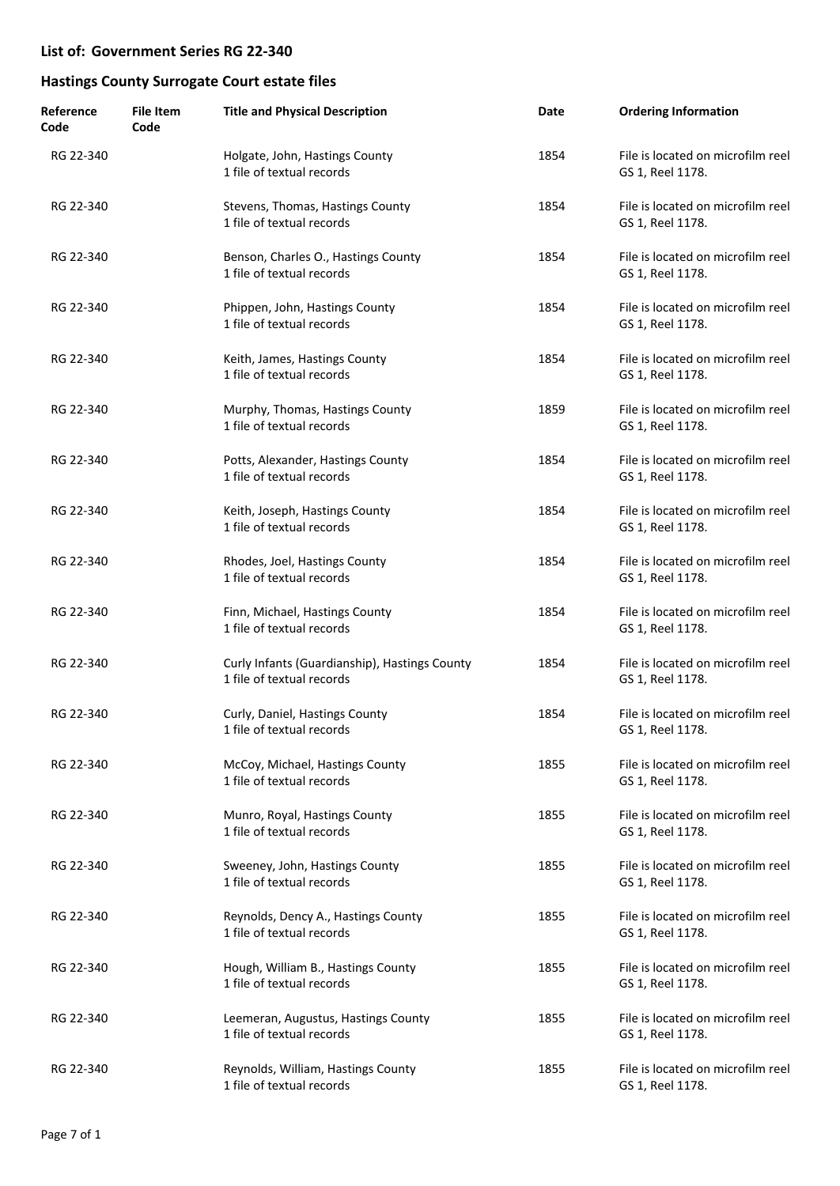## List of: Government Series RG 22-340

## Hastings County Surrogate Court estate files

| Reference Code | File Item Code | Title and Physical Description | Date | Ordering Information |
| --- | --- | --- | --- | --- |
| RG 22-340 | | Holgate, John, Hastings County<br>1 file of textual records | 1854 | File is located on microfilm reel GS 1, Reel 1178. |
| RG 22-340 | | Stevens, Thomas, Hastings County<br>1 file of textual records | 1854 | File is located on microfilm reel GS 1, Reel 1178. |
| RG 22-340 | | Benson, Charles O., Hastings County<br>1 file of textual records | 1854 | File is located on microfilm reel GS 1, Reel 1178. |
| RG 22-340 | | Phippen, John, Hastings County<br>1 file of textual records | 1854 | File is located on microfilm reel GS 1, Reel 1178. |
| RG 22-340 | | Keith, James, Hastings County<br>1 file of textual records | 1854 | File is located on microfilm reel GS 1, Reel 1178. |
| RG 22-340 | | Murphy, Thomas, Hastings County<br>1 file of textual records | 1859 | File is located on microfilm reel GS 1, Reel 1178. |
| RG 22-340 | | Potts, Alexander, Hastings County<br>1 file of textual records | 1854 | File is located on microfilm reel GS 1, Reel 1178. |
| RG 22-340 | | Keith, Joseph, Hastings County<br>1 file of textual records | 1854 | File is located on microfilm reel GS 1, Reel 1178. |
| RG 22-340 | | Rhodes, Joel, Hastings County<br>1 file of textual records | 1854 | File is located on microfilm reel GS 1, Reel 1178. |
| RG 22-340 | | Finn, Michael, Hastings County<br>1 file of textual records | 1854 | File is located on microfilm reel GS 1, Reel 1178. |
| RG 22-340 | | Curly Infants (Guardianship), Hastings County<br>1 file of textual records | 1854 | File is located on microfilm reel GS 1, Reel 1178. |
| RG 22-340 | | Curly, Daniel, Hastings County<br>1 file of textual records | 1854 | File is located on microfilm reel GS 1, Reel 1178. |
| RG 22-340 | | McCoy, Michael, Hastings County<br>1 file of textual records | 1855 | File is located on microfilm reel GS 1, Reel 1178. |
| RG 22-340 | | Munro, Royal, Hastings County<br>1 file of textual records | 1855 | File is located on microfilm reel GS 1, Reel 1178. |
| RG 22-340 | | Sweeney, John, Hastings County<br>1 file of textual records | 1855 | File is located on microfilm reel GS 1, Reel 1178. |
| RG 22-340 | | Reynolds, Dency A., Hastings County<br>1 file of textual records | 1855 | File is located on microfilm reel GS 1, Reel 1178. |
| RG 22-340 | | Hough, William B., Hastings County<br>1 file of textual records | 1855 | File is located on microfilm reel GS 1, Reel 1178. |
| RG 22-340 | | Leemeran, Augustus, Hastings County<br>1 file of textual records | 1855 | File is located on microfilm reel GS 1, Reel 1178. |
| RG 22-340 | | Reynolds, William, Hastings County<br>1 file of textual records | 1855 | File is located on microfilm reel GS 1, Reel 1178. |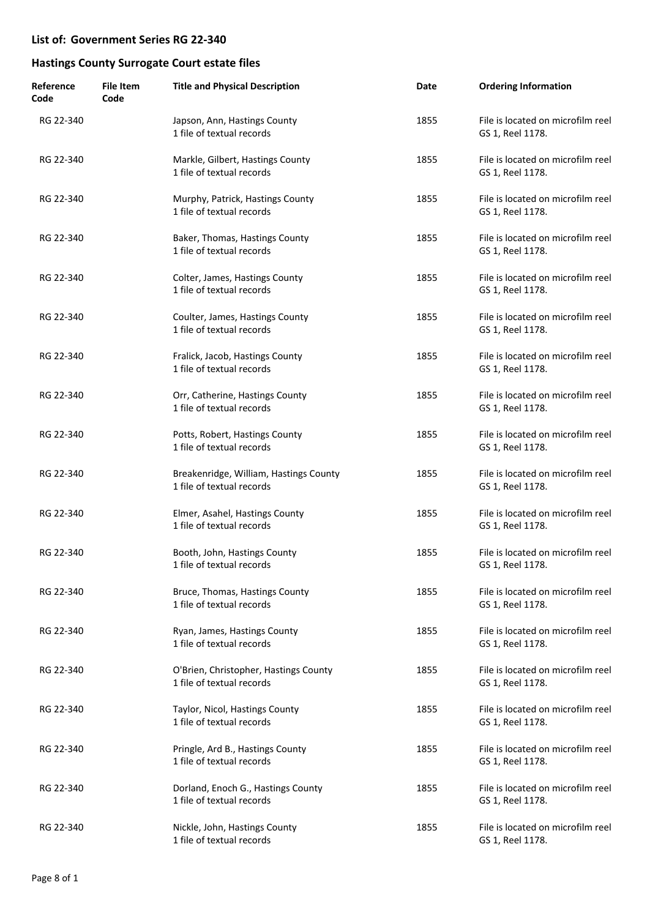## List of: Government Series RG 22-340

## Hastings County Surrogate Court estate files

| Reference Code | File Item Code | Title and Physical Description | Date | Ordering Information |
|---|---|---|---|---|
| RG 22-340 | | Japson, Ann, Hastings County<br>1 file of textual records | 1855 | File is located on microfilm reel GS 1, Reel 1178. |
| RG 22-340 | | Markle, Gilbert, Hastings County<br>1 file of textual records | 1855 | File is located on microfilm reel GS 1, Reel 1178. |
| RG 22-340 | | Murphy, Patrick, Hastings County<br>1 file of textual records | 1855 | File is located on microfilm reel GS 1, Reel 1178. |
| RG 22-340 | | Baker, Thomas, Hastings County<br>1 file of textual records | 1855 | File is located on microfilm reel GS 1, Reel 1178. |
| RG 22-340 | | Colter, James, Hastings County<br>1 file of textual records | 1855 | File is located on microfilm reel GS 1, Reel 1178. |
| RG 22-340 | | Coulter, James, Hastings County<br>1 file of textual records | 1855 | File is located on microfilm reel GS 1, Reel 1178. |
| RG 22-340 | | Fralick, Jacob, Hastings County<br>1 file of textual records | 1855 | File is located on microfilm reel GS 1, Reel 1178. |
| RG 22-340 | | Orr, Catherine, Hastings County<br>1 file of textual records | 1855 | File is located on microfilm reel GS 1, Reel 1178. |
| RG 22-340 | | Potts, Robert, Hastings County<br>1 file of textual records | 1855 | File is located on microfilm reel GS 1, Reel 1178. |
| RG 22-340 | | Breakenridge, William, Hastings County<br>1 file of textual records | 1855 | File is located on microfilm reel GS 1, Reel 1178. |
| RG 22-340 | | Elmer, Asahel, Hastings County<br>1 file of textual records | 1855 | File is located on microfilm reel GS 1, Reel 1178. |
| RG 22-340 | | Booth, John, Hastings County<br>1 file of textual records | 1855 | File is located on microfilm reel GS 1, Reel 1178. |
| RG 22-340 | | Bruce, Thomas, Hastings County<br>1 file of textual records | 1855 | File is located on microfilm reel GS 1, Reel 1178. |
| RG 22-340 | | Ryan, James, Hastings County<br>1 file of textual records | 1855 | File is located on microfilm reel GS 1, Reel 1178. |
| RG 22-340 | | O'Brien, Christopher, Hastings County<br>1 file of textual records | 1855 | File is located on microfilm reel GS 1, Reel 1178. |
| RG 22-340 | | Taylor, Nicol, Hastings County<br>1 file of textual records | 1855 | File is located on microfilm reel GS 1, Reel 1178. |
| RG 22-340 | | Pringle, Ard B., Hastings County<br>1 file of textual records | 1855 | File is located on microfilm reel GS 1, Reel 1178. |
| RG 22-340 | | Dorland, Enoch G., Hastings County<br>1 file of textual records | 1855 | File is located on microfilm reel GS 1, Reel 1178. |
| RG 22-340 | | Nickle, John, Hastings County<br>1 file of textual records | 1855 | File is located on microfilm reel GS 1, Reel 1178. |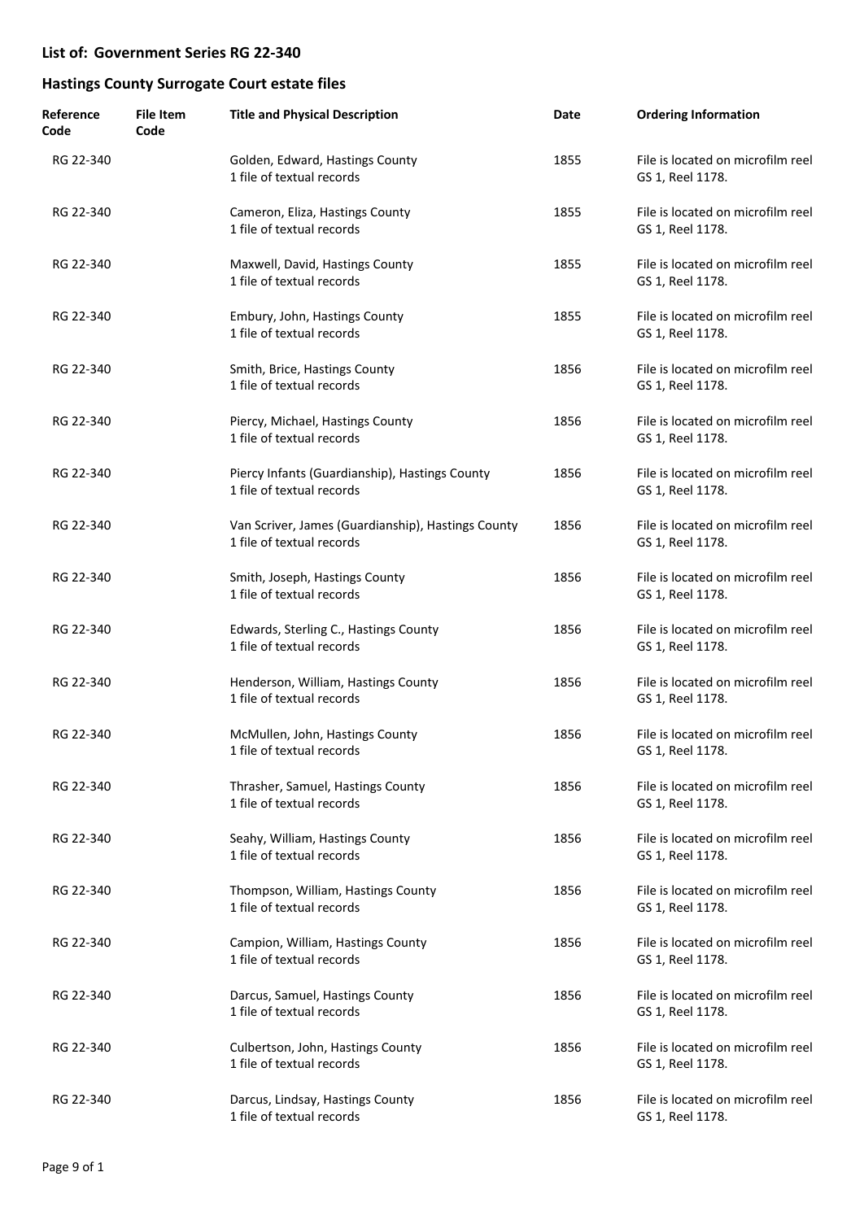**List of: Government Series RG 22-340**

**Hastings County Surrogate Court estate files**

| Reference Code | File Item Code | Title and Physical Description | Date | Ordering Information |
|---|---|---|---|---|
| RG 22-340 | | Golden, Edward, Hastings County<br>1 file of textual records | 1855 | File is located on microfilm reel GS 1, Reel 1178. |
| RG 22-340 | | Cameron, Eliza, Hastings County<br>1 file of textual records | 1855 | File is located on microfilm reel GS 1, Reel 1178. |
| RG 22-340 | | Maxwell, David, Hastings County<br>1 file of textual records | 1855 | File is located on microfilm reel GS 1, Reel 1178. |
| RG 22-340 | | Embury, John, Hastings County<br>1 file of textual records | 1855 | File is located on microfilm reel GS 1, Reel 1178. |
| RG 22-340 | | Smith, Brice, Hastings County<br>1 file of textual records | 1856 | File is located on microfilm reel GS 1, Reel 1178. |
| RG 22-340 | | Piercy, Michael, Hastings County<br>1 file of textual records | 1856 | File is located on microfilm reel GS 1, Reel 1178. |
| RG 22-340 | | Piercy Infants (Guardianship), Hastings County<br>1 file of textual records | 1856 | File is located on microfilm reel GS 1, Reel 1178. |
| RG 22-340 | | Van Scriver, James (Guardianship), Hastings County<br>1 file of textual records | 1856 | File is located on microfilm reel GS 1, Reel 1178. |
| RG 22-340 | | Smith, Joseph, Hastings County<br>1 file of textual records | 1856 | File is located on microfilm reel GS 1, Reel 1178. |
| RG 22-340 | | Edwards, Sterling C., Hastings County<br>1 file of textual records | 1856 | File is located on microfilm reel GS 1, Reel 1178. |
| RG 22-340 | | Henderson, William, Hastings County<br>1 file of textual records | 1856 | File is located on microfilm reel GS 1, Reel 1178. |
| RG 22-340 | | McMullen, John, Hastings County<br>1 file of textual records | 1856 | File is located on microfilm reel GS 1, Reel 1178. |
| RG 22-340 | | Thrasher, Samuel, Hastings County<br>1 file of textual records | 1856 | File is located on microfilm reel GS 1, Reel 1178. |
| RG 22-340 | | Seahy, William, Hastings County<br>1 file of textual records | 1856 | File is located on microfilm reel GS 1, Reel 1178. |
| RG 22-340 | | Thompson, William, Hastings County<br>1 file of textual records | 1856 | File is located on microfilm reel GS 1, Reel 1178. |
| RG 22-340 | | Campion, William, Hastings County<br>1 file of textual records | 1856 | File is located on microfilm reel GS 1, Reel 1178. |
| RG 22-340 | | Darcus, Samuel, Hastings County<br>1 file of textual records | 1856 | File is located on microfilm reel GS 1, Reel 1178. |
| RG 22-340 | | Culbertson, John, Hastings County<br>1 file of textual records | 1856 | File is located on microfilm reel GS 1, Reel 1178. |
| RG 22-340 | | Darcus, Lindsay, Hastings County<br>1 file of textual records | 1856 | File is located on microfilm reel GS 1, Reel 1178. |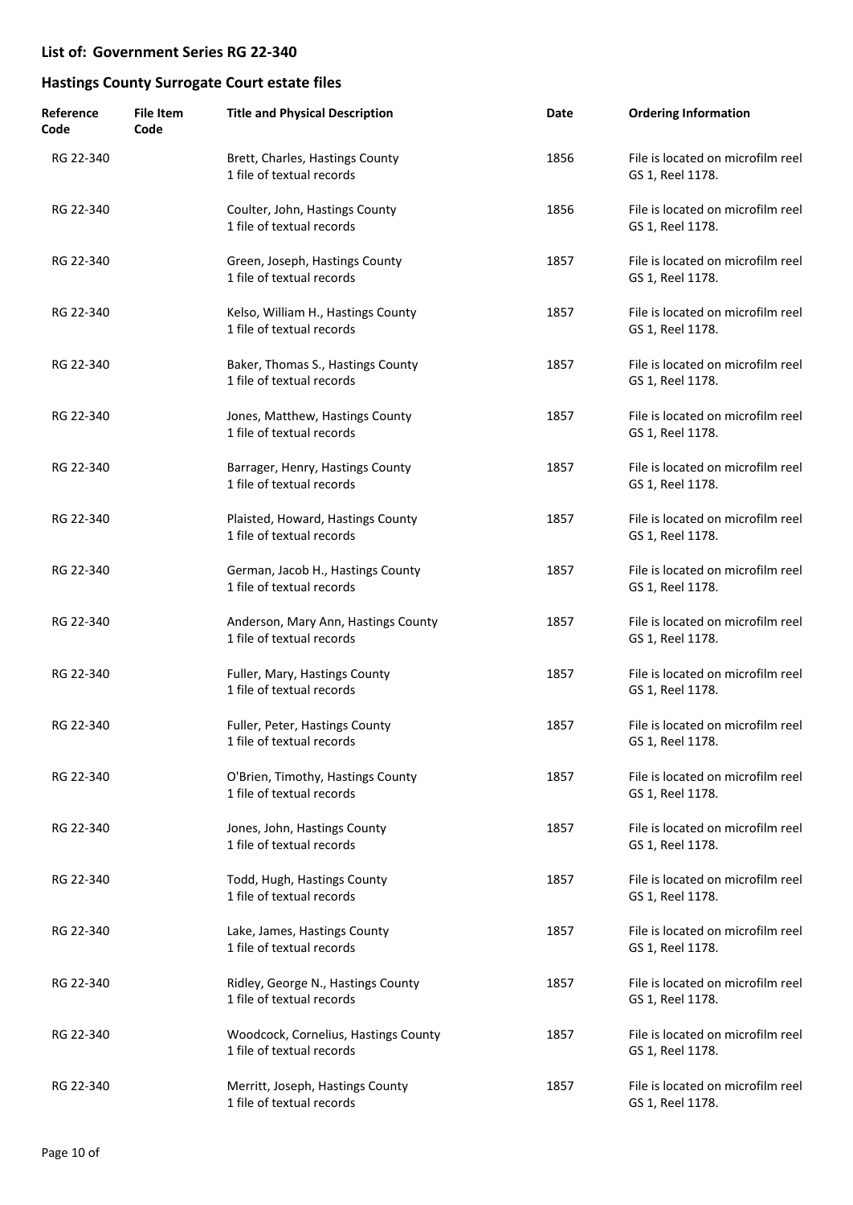## List of: Government Series RG 22-340

## Hastings County Surrogate Court estate files

| Reference Code | File Item Code | Title and Physical Description | Date | Ordering Information |
|---|---|---|---|---|
| RG 22-340 | | Brett, Charles, Hastings County<br>1 file of textual records | 1856 | File is located on microfilm reel GS 1, Reel 1178. |
| RG 22-340 | | Coulter, John, Hastings County<br>1 file of textual records | 1856 | File is located on microfilm reel GS 1, Reel 1178. |
| RG 22-340 | | Green, Joseph, Hastings County<br>1 file of textual records | 1857 | File is located on microfilm reel GS 1, Reel 1178. |
| RG 22-340 | | Kelso, William H., Hastings County<br>1 file of textual records | 1857 | File is located on microfilm reel GS 1, Reel 1178. |
| RG 22-340 | | Baker, Thomas S., Hastings County<br>1 file of textual records | 1857 | File is located on microfilm reel GS 1, Reel 1178. |
| RG 22-340 | | Jones, Matthew, Hastings County<br>1 file of textual records | 1857 | File is located on microfilm reel GS 1, Reel 1178. |
| RG 22-340 | | Barrager, Henry, Hastings County<br>1 file of textual records | 1857 | File is located on microfilm reel GS 1, Reel 1178. |
| RG 22-340 | | Plaisted, Howard, Hastings County<br>1 file of textual records | 1857 | File is located on microfilm reel GS 1, Reel 1178. |
| RG 22-340 | | German, Jacob H., Hastings County<br>1 file of textual records | 1857 | File is located on microfilm reel GS 1, Reel 1178. |
| RG 22-340 | | Anderson, Mary Ann, Hastings County<br>1 file of textual records | 1857 | File is located on microfilm reel GS 1, Reel 1178. |
| RG 22-340 | | Fuller, Mary, Hastings County<br>1 file of textual records | 1857 | File is located on microfilm reel GS 1, Reel 1178. |
| RG 22-340 | | Fuller, Peter, Hastings County<br>1 file of textual records | 1857 | File is located on microfilm reel GS 1, Reel 1178. |
| RG 22-340 | | O'Brien, Timothy, Hastings County<br>1 file of textual records | 1857 | File is located on microfilm reel GS 1, Reel 1178. |
| RG 22-340 | | Jones, John, Hastings County<br>1 file of textual records | 1857 | File is located on microfilm reel GS 1, Reel 1178. |
| RG 22-340 | | Todd, Hugh, Hastings County<br>1 file of textual records | 1857 | File is located on microfilm reel GS 1, Reel 1178. |
| RG 22-340 | | Lake, James, Hastings County<br>1 file of textual records | 1857 | File is located on microfilm reel GS 1, Reel 1178. |
| RG 22-340 | | Ridley, George N., Hastings County<br>1 file of textual records | 1857 | File is located on microfilm reel GS 1, Reel 1178. |
| RG 22-340 | | Woodcock, Cornelius, Hastings County<br>1 file of textual records | 1857 | File is located on microfilm reel GS 1, Reel 1178. |
| RG 22-340 | | Merritt, Joseph, Hastings County<br>1 file of textual records | 1857 | File is located on microfilm reel GS 1, Reel 1178. |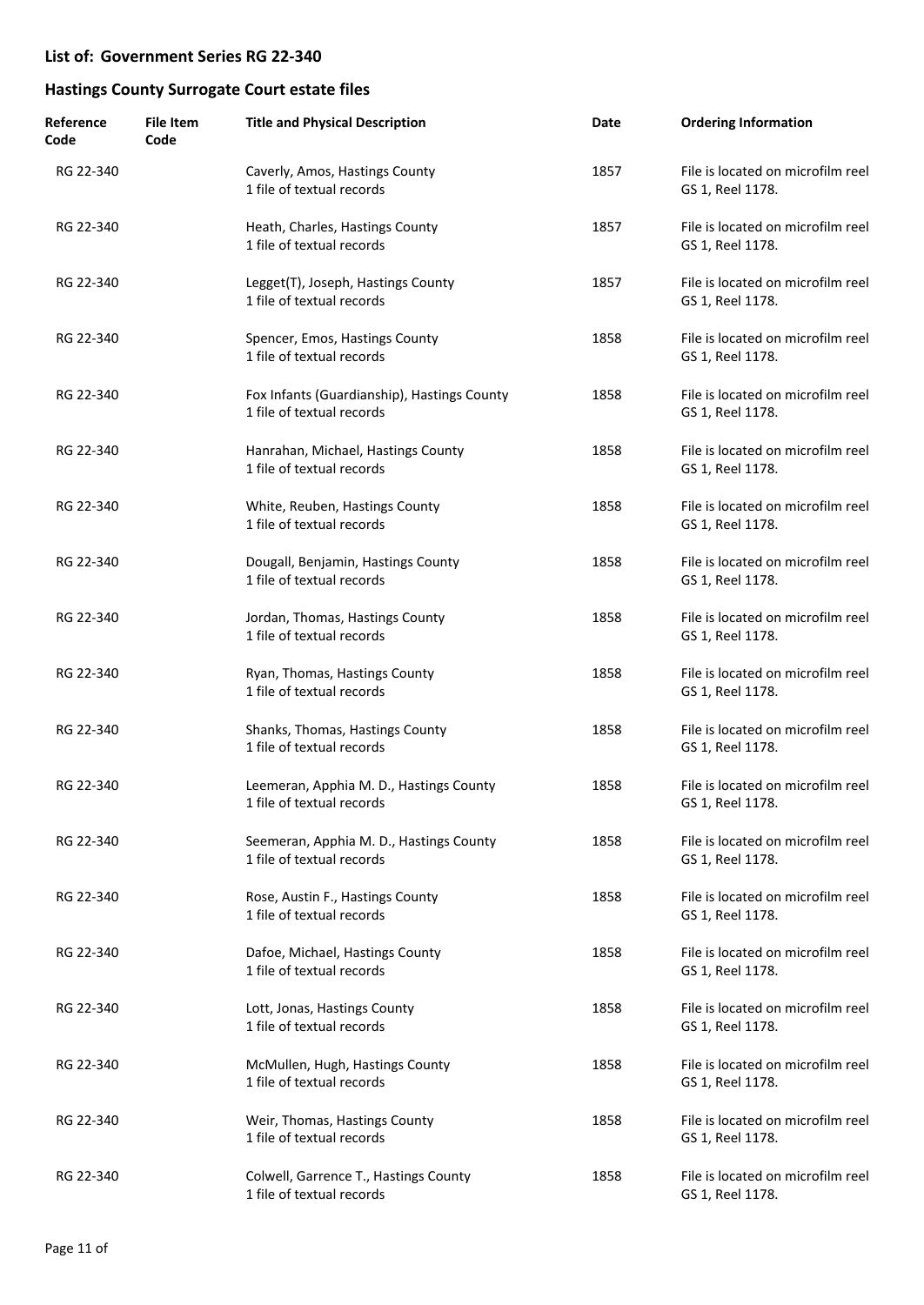## List of: Government Series RG 22-340

## Hastings County Surrogate Court estate files

| Reference Code | File Item Code | Title and Physical Description | Date | Ordering Information |
|---|---|---|---|---|
| RG 22-340 | | Caverly, Amos, Hastings County<br>1 file of textual records | 1857 | File is located on microfilm reel GS 1, Reel 1178. |
| RG 22-340 | | Heath, Charles, Hastings County<br>1 file of textual records | 1857 | File is located on microfilm reel GS 1, Reel 1178. |
| RG 22-340 | | Legget(T), Joseph, Hastings County<br>1 file of textual records | 1857 | File is located on microfilm reel GS 1, Reel 1178. |
| RG 22-340 | | Spencer, Emos, Hastings County<br>1 file of textual records | 1858 | File is located on microfilm reel GS 1, Reel 1178. |
| RG 22-340 | | Fox Infants (Guardianship), Hastings County<br>1 file of textual records | 1858 | File is located on microfilm reel GS 1, Reel 1178. |
| RG 22-340 | | Hanrahan, Michael, Hastings County<br>1 file of textual records | 1858 | File is located on microfilm reel GS 1, Reel 1178. |
| RG 22-340 | | White, Reuben, Hastings County<br>1 file of textual records | 1858 | File is located on microfilm reel GS 1, Reel 1178. |
| RG 22-340 | | Dougall, Benjamin, Hastings County<br>1 file of textual records | 1858 | File is located on microfilm reel GS 1, Reel 1178. |
| RG 22-340 | | Jordan, Thomas, Hastings County<br>1 file of textual records | 1858 | File is located on microfilm reel GS 1, Reel 1178. |
| RG 22-340 | | Ryan, Thomas, Hastings County<br>1 file of textual records | 1858 | File is located on microfilm reel GS 1, Reel 1178. |
| RG 22-340 | | Shanks, Thomas, Hastings County<br>1 file of textual records | 1858 | File is located on microfilm reel GS 1, Reel 1178. |
| RG 22-340 | | Leemeran, Apphia M. D., Hastings County<br>1 file of textual records | 1858 | File is located on microfilm reel GS 1, Reel 1178. |
| RG 22-340 | | Seemeran, Apphia M. D., Hastings County<br>1 file of textual records | 1858 | File is located on microfilm reel GS 1, Reel 1178. |
| RG 22-340 | | Rose, Austin F., Hastings County<br>1 file of textual records | 1858 | File is located on microfilm reel GS 1, Reel 1178. |
| RG 22-340 | | Dafoe, Michael, Hastings County<br>1 file of textual records | 1858 | File is located on microfilm reel GS 1, Reel 1178. |
| RG 22-340 | | Lott, Jonas, Hastings County<br>1 file of textual records | 1858 | File is located on microfilm reel GS 1, Reel 1178. |
| RG 22-340 | | McMullen, Hugh, Hastings County<br>1 file of textual records | 1858 | File is located on microfilm reel GS 1, Reel 1178. |
| RG 22-340 | | Weir, Thomas, Hastings County<br>1 file of textual records | 1858 | File is located on microfilm reel GS 1, Reel 1178. |
| RG 22-340 | | Colwell, Garrence T., Hastings County<br>1 file of textual records | 1858 | File is located on microfilm reel GS 1, Reel 1178. |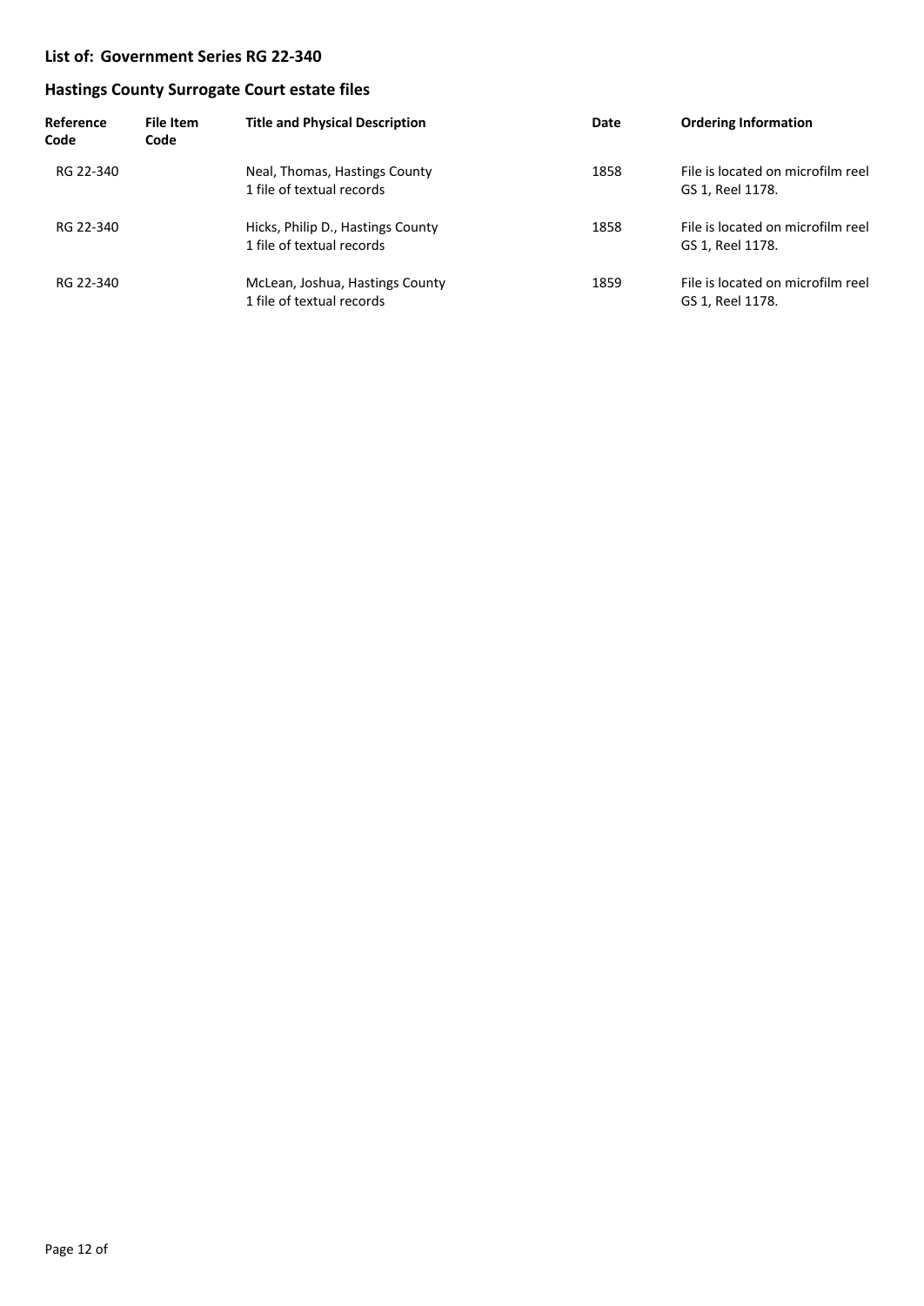## List of: Government Series RG 22-340

## Hastings County Surrogate Court estate files

| Reference Code | File Item Code | Title and Physical Description | Date | Ordering Information |
|---|---|---|---|---|
| RG 22-340 | | Neal, Thomas, Hastings County<br>1 file of textual records | 1858 | File is located on microfilm reel GS 1, Reel 1178. |
| RG 22-340 | | Hicks, Philip D., Hastings County<br>1 file of textual records | 1858 | File is located on microfilm reel GS 1, Reel 1178. |
| RG 22-340 | | McLean, Joshua, Hastings County<br>1 file of textual records | 1859 | File is located on microfilm reel GS 1, Reel 1178. |